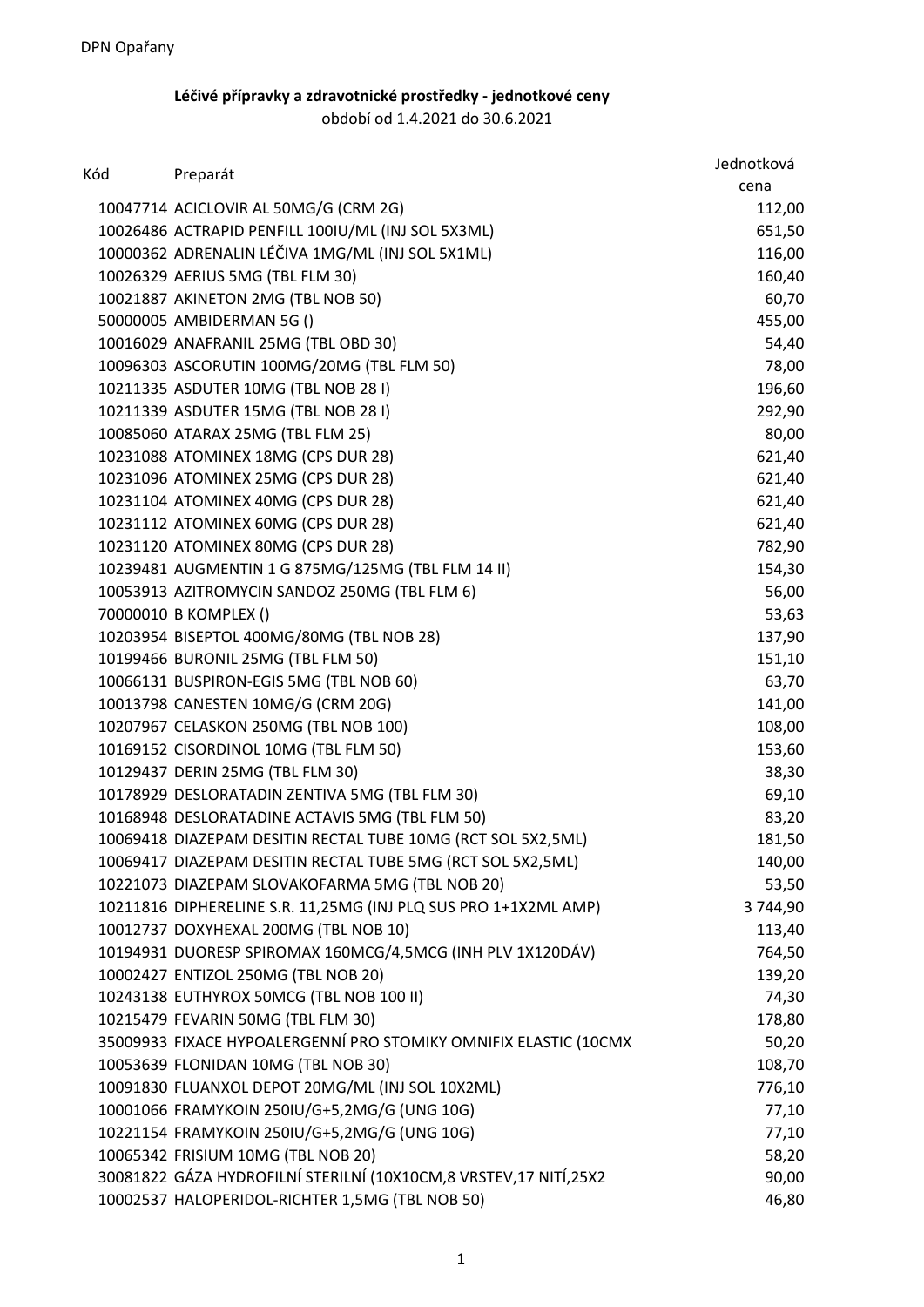DPN Opařany

**Léčivé přípravky a zdravotnické prostředky - jednotkové ceny**

období od 1.4.2021 do 30.6.2021

| Kód | Preparát | Jednotková cena |
|---|---|---|
| 10047714 | ACICLOVIR AL 50MG/G (CRM 2G) | 112,00 |
| 10026486 | ACTRAPID PENFILL 100IU/ML (INJ SOL 5X3ML) | 651,50 |
| 10000362 | ADRENALIN LÉČIVA 1MG/ML (INJ SOL 5X1ML) | 116,00 |
| 10026329 | AERIUS 5MG (TBL FLM 30) | 160,40 |
| 10021887 | AKINETON 2MG (TBL NOB 50) | 60,70 |
| 50000005 | AMBIDERMAN 5G () | 455,00 |
| 10016029 | ANAFRANIL 25MG (TBL OBD 30) | 54,40 |
| 10096303 | ASCORUTIN 100MG/20MG (TBL FLM 50) | 78,00 |
| 10211335 | ASDUTER 10MG (TBL NOB 28 I) | 196,60 |
| 10211339 | ASDUTER 15MG (TBL NOB 28 I) | 292,90 |
| 10085060 | ATARAX 25MG (TBL FLM 25) | 80,00 |
| 10231088 | ATOMINEX 18MG (CPS DUR 28) | 621,40 |
| 10231096 | ATOMINEX 25MG (CPS DUR 28) | 621,40 |
| 10231104 | ATOMINEX 40MG (CPS DUR 28) | 621,40 |
| 10231112 | ATOMINEX 60MG (CPS DUR 28) | 621,40 |
| 10231120 | ATOMINEX 80MG (CPS DUR 28) | 782,90 |
| 10239481 | AUGMENTIN 1 G 875MG/125MG (TBL FLM 14 II) | 154,30 |
| 10053913 | AZITROMYCIN SANDOZ 250MG (TBL FLM 6) | 56,00 |
| 70000010 | B KOMPLEX () | 53,63 |
| 10203954 | BISEPTOL 400MG/80MG (TBL NOB 28) | 137,90 |
| 10199466 | BURONIL 25MG (TBL FLM 50) | 151,10 |
| 10066131 | BUSPIRON-EGIS 5MG (TBL NOB 60) | 63,70 |
| 10013798 | CANESTEN 10MG/G (CRM 20G) | 141,00 |
| 10207967 | CELASKON 250MG (TBL NOB 100) | 108,00 |
| 10169152 | CISORDINOL 10MG (TBL FLM 50) | 153,60 |
| 10129437 | DERIN 25MG (TBL FLM 30) | 38,30 |
| 10178929 | DESLORATADIN ZENTIVA 5MG (TBL FLM 30) | 69,10 |
| 10168948 | DESLORATADINE ACTAVIS 5MG (TBL FLM 50) | 83,20 |
| 10069418 | DIAZEPAM DESITIN RECTAL TUBE 10MG (RCT SOL 5X2,5ML) | 181,50 |
| 10069417 | DIAZEPAM DESITIN RECTAL TUBE 5MG (RCT SOL 5X2,5ML) | 140,00 |
| 10221073 | DIAZEPAM SLOVAKOFARMA 5MG (TBL NOB 20) | 53,50 |
| 10211816 | DIPHERELINE S.R. 11,25MG (INJ PLQ SUS PRO 1+1X2ML AMP) | 3 744,90 |
| 10012737 | DOXYHEXAL 200MG (TBL NOB 10) | 113,40 |
| 10194931 | DUORESP SPIROMAX 160MCG/4,5MCG (INH PLV 1X120DÁV) | 764,50 |
| 10002427 | ENTIZOL 250MG (TBL NOB 20) | 139,20 |
| 10243138 | EUTHYROX 50MCG (TBL NOB 100 II) | 74,30 |
| 10215479 | FEVARIN 50MG (TBL FLM 30) | 178,80 |
| 35009933 | FIXACE HYPOALERGENNÍ PRO STOMIKY OMNIFIX ELASTIC (10CMX | 50,20 |
| 10053639 | FLONIDAN 10MG (TBL NOB 30) | 108,70 |
| 10091830 | FLUANXOL DEPOT 20MG/ML (INJ SOL 10X2ML) | 776,10 |
| 10001066 | FRAMYKOIN 250IU/G+5,2MG/G (UNG 10G) | 77,10 |
| 10221154 | FRAMYKOIN 250IU/G+5,2MG/G (UNG 10G) | 77,10 |
| 10065342 | FRISIUM 10MG (TBL NOB 20) | 58,20 |
| 30081822 | GÁZA HYDROFILNÍ STERILNÍ (10X10CM,8 VRSTEV,17 NITÍ,25X2 | 90,00 |
| 10002537 | HALOPERIDOL-RICHTER 1,5MG (TBL NOB 50) | 46,80 |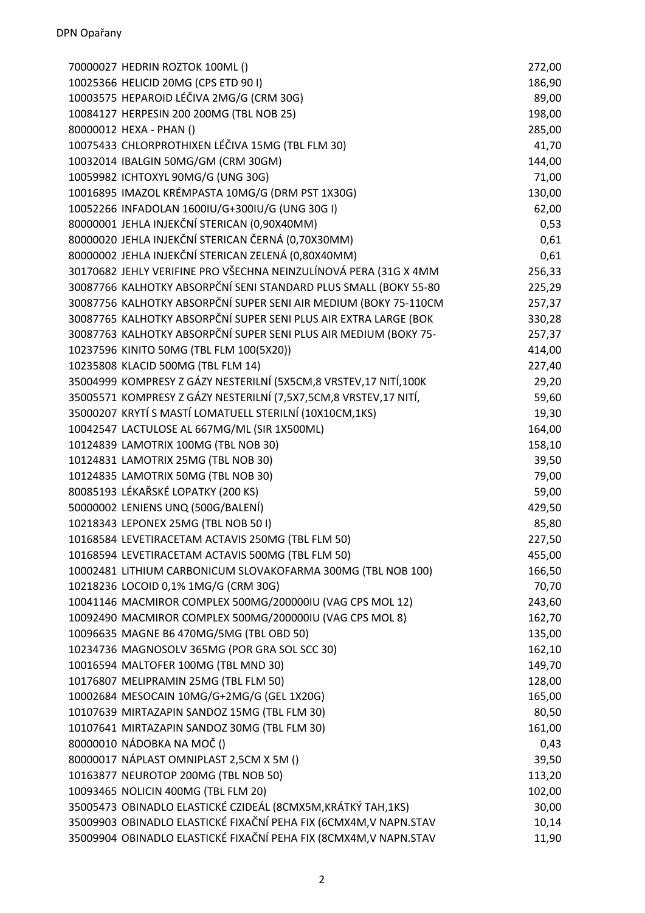| Kód | Název | Cena |
|---|---|---|
| 70000027 | HEDRIN ROZTOK 100ML () | 272,00 |
| 10025366 | HELICID 20MG (CPS ETD 90 I) | 186,90 |
| 10003575 | HEPAROID LÉČIVA 2MG/G (CRM 30G) | 89,00 |
| 10084127 | HERPESIN 200 200MG (TBL NOB 25) | 198,00 |
| 80000012 | HEXA - PHAN () | 285,00 |
| 10075433 | CHLORPROTHIXEN LÉČIVA 15MG (TBL FLM 30) | 41,70 |
| 10032014 | IBALGIN 50MG/GM (CRM 30GM) | 144,00 |
| 10059982 | ICHTOXYL 90MG/G (UNG 30G) | 71,00 |
| 10016895 | IMAZOL KRÉMPASTA 10MG/G (DRM PST 1X30G) | 130,00 |
| 10052266 | INFADOLAN 1600IU/G+300IU/G (UNG 30G I) | 62,00 |
| 80000001 | JEHLA INJEKČNÍ STERICAN (0,90X40MM) | 0,53 |
| 80000020 | JEHLA INJEKČNÍ STERICAN ČERNÁ (0,70X30MM) | 0,61 |
| 80000002 | JEHLA INJEKČNÍ STERICAN ZELENÁ (0,80X40MM) | 0,61 |
| 30170682 | JEHLY VERIFINE PRO VŠECHNA NEINZULÍNOVÁ PERA (31G X 4MM | 256,33 |
| 30087766 | KALHOTKY ABSORPČNÍ SENI STANDARD PLUS SMALL (BOKY 55-80 | 225,29 |
| 30087756 | KALHOTKY ABSORPČNÍ SUPER SENI AIR MEDIUM (BOKY 75-110CM | 257,37 |
| 30087765 | KALHOTKY ABSORPČNÍ SUPER SENI PLUS AIR EXTRA LARGE (BOK | 330,28 |
| 30087763 | KALHOTKY ABSORPČNÍ SUPER SENI PLUS AIR MEDIUM (BOKY 75- | 257,37 |
| 10237596 | KINITO 50MG (TBL FLM 100(5X20)) | 414,00 |
| 10235808 | KLACID 500MG (TBL FLM 14) | 227,40 |
| 35004999 | KOMPRESY Z GÁZY NESTERILNÍ (5X5CM,8 VRSTEV,17 NITÍ,100K | 29,20 |
| 35005571 | KOMPRESY Z GÁZY NESTERILNÍ (7,5X7,5CM,8 VRSTEV,17 NITÍ, | 59,60 |
| 35000207 | KRYTÍ S MASTÍ LOMATUELL STERILNÍ (10X10CM,1KS) | 19,30 |
| 10042547 | LACTULOSE AL 667MG/ML (SIR 1X500ML) | 164,00 |
| 10124839 | LAMOTRIX 100MG (TBL NOB 30) | 158,10 |
| 10124831 | LAMOTRIX 25MG (TBL NOB 30) | 39,50 |
| 10124835 | LAMOTRIX 50MG (TBL NOB 30) | 79,00 |
| 80085193 | LÉKAŘSKÉ LOPATKY (200 KS) | 59,00 |
| 50000002 | LENIENS UNQ (500G/BALENÍ) | 429,50 |
| 10218343 | LEPONEX 25MG (TBL NOB 50 I) | 85,80 |
| 10168584 | LEVETIRACETAM ACTAVIS 250MG (TBL FLM 50) | 227,50 |
| 10168594 | LEVETIRACETAM ACTAVIS 500MG (TBL FLM 50) | 455,00 |
| 10002481 | LITHIUM CARBONICUM SLOVAKOFARMA 300MG (TBL NOB 100) | 166,50 |
| 10218236 | LOCOID 0,1% 1MG/G (CRM 30G) | 70,70 |
| 10041146 | MACMIROR COMPLEX 500MG/200000IU (VAG CPS MOL 12) | 243,60 |
| 10092490 | MACMIROR COMPLEX 500MG/200000IU (VAG CPS MOL 8) | 162,70 |
| 10096635 | MAGNE B6 470MG/5MG (TBL OBD 50) | 135,00 |
| 10234736 | MAGNOSOLV 365MG (POR GRA SOL SCC 30) | 162,10 |
| 10016594 | MALTOFER 100MG (TBL MND 30) | 149,70 |
| 10176807 | MELIPRAMIN 25MG (TBL FLM 50) | 128,00 |
| 10002684 | MESOCAIN 10MG/G+2MG/G (GEL 1X20G) | 165,00 |
| 10107639 | MIRTAZAPIN SANDOZ 15MG (TBL FLM 30) | 80,50 |
| 10107641 | MIRTAZAPIN SANDOZ 30MG (TBL FLM 30) | 161,00 |
| 80000010 | NÁDOBKA NA MOČ () | 0,43 |
| 80000017 | NÁPLAST OMNIPLAST 2,5CM X 5M () | 39,50 |
| 10163877 | NEUROTOP 200MG (TBL NOB 50) | 113,20 |
| 10093465 | NOLICIN 400MG (TBL FLM 20) | 102,00 |
| 35005473 | OBINADLO ELASTICKÉ CZIDEÁL (8CMX5M,KRÁTKÝ TAH,1KS) | 30,00 |
| 35009903 | OBINADLO ELASTICKÉ FIXAČNÍ PEHA FIX (6CMX4M,V NAPN.STAV | 10,14 |
| 35009904 | OBINADLO ELASTICKÉ FIXAČNÍ PEHA FIX (8CMX4M,V NAPN.STAV | 11,90 |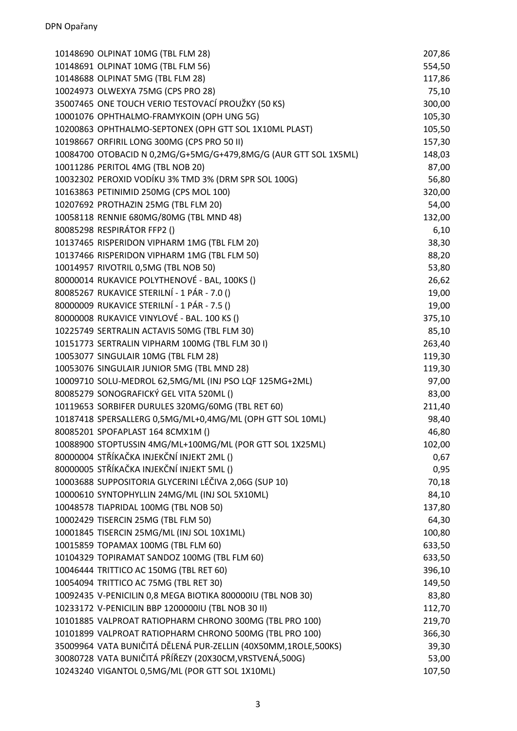| | | |
|---|---|---|
| 10148690 | OLPINAT 10MG (TBL FLM 28) | 207,86 |
| 10148691 | OLPINAT 10MG (TBL FLM 56) | 554,50 |
| 10148688 | OLPINAT 5MG (TBL FLM 28) | 117,86 |
| 10024973 | OLWEXYA 75MG (CPS PRO 28) | 75,10 |
| 35007465 | ONE TOUCH VERIO TESTOVACÍ PROUŽKY (50 KS) | 300,00 |
| 10001076 | OPHTHALMO-FRAMYKOIN (OPH UNG 5G) | 105,30 |
| 10200863 | OPHTHALMO-SEPTONEX (OPH GTT SOL 1X10ML PLAST) | 105,50 |
| 10198667 | ORFIRIL LONG 300MG (CPS PRO 50 II) | 157,30 |
| 10084700 | OTOBACID N 0,2MG/G+5MG/G+479,8MG/G (AUR GTT SOL 1X5ML) | 148,03 |
| 10011286 | PERITOL 4MG (TBL NOB 20) | 87,00 |
| 10032302 | PEROXID VODÍKU 3% TMD 3% (DRM SPR SOL 100G) | 56,80 |
| 10163863 | PETINIMID 250MG (CPS MOL 100) | 320,00 |
| 10207692 | PROTHAZIN 25MG (TBL FLM 20) | 54,00 |
| 10058118 | RENNIE 680MG/80MG (TBL MND 48) | 132,00 |
| 80085298 | RESPIRÁTOR FFP2 () | 6,10 |
| 10137465 | RISPERIDON VIPHARM 1MG (TBL FLM 20) | 38,30 |
| 10137466 | RISPERIDON VIPHARM 1MG (TBL FLM 50) | 88,20 |
| 10014957 | RIVOTRIL 0,5MG (TBL NOB 50) | 53,80 |
| 80000014 | RUKAVICE POLYTHENOVÉ - BAL, 100KS () | 26,62 |
| 80085267 | RUKAVICE STERILNÍ - 1 PÁR - 7.0 () | 19,00 |
| 80000009 | RUKAVICE STERILNÍ - 1 PÁR - 7.5 () | 19,00 |
| 80000008 | RUKAVICE VINYLOVÉ - BAL. 100 KS () | 375,10 |
| 10225749 | SERTRALIN ACTAVIS 50MG (TBL FLM 30) | 85,10 |
| 10151773 | SERTRALIN VIPHARM 100MG (TBL FLM 30 I) | 263,40 |
| 10053077 | SINGULAIR 10MG (TBL FLM 28) | 119,30 |
| 10053076 | SINGULAIR JUNIOR 5MG (TBL MND 28) | 119,30 |
| 10009710 | SOLU-MEDROL 62,5MG/ML (INJ PSO LQF 125MG+2ML) | 97,00 |
| 80085279 | SONOGRAFICKÝ GEL VITA 520ML () | 83,00 |
| 10119653 | SORBIFER DURULES 320MG/60MG (TBL RET 60) | 211,40 |
| 10187418 | SPERSALLERG 0,5MG/ML+0,4MG/ML (OPH GTT SOL 10ML) | 98,40 |
| 80085201 | SPOFAPLAST 164 8CMX1M () | 46,80 |
| 10088900 | STOPTUSSIN 4MG/ML+100MG/ML (POR GTT SOL 1X25ML) | 102,00 |
| 80000004 | STŘÍKAČKA INJEKČNÍ INJEKT 2ML () | 0,67 |
| 80000005 | STŘÍKAČKA INJEKČNÍ INJEKT 5ML () | 0,95 |
| 10003688 | SUPPOSITORIA GLYCERINI LÉČIVA 2,06G (SUP 10) | 70,18 |
| 10000610 | SYNTOPHYLLIN 24MG/ML (INJ SOL 5X10ML) | 84,10 |
| 10048578 | TIAPRIDAL 100MG (TBL NOB 50) | 137,80 |
| 10002429 | TISERCIN 25MG (TBL FLM 50) | 64,30 |
| 10001845 | TISERCIN 25MG/ML (INJ SOL 10X1ML) | 100,80 |
| 10015859 | TOPAMAX 100MG (TBL FLM 60) | 633,50 |
| 10104329 | TOPIRAMAT SANDOZ 100MG (TBL FLM 60) | 633,50 |
| 10046444 | TRITTICO AC 150MG (TBL RET 60) | 396,10 |
| 10054094 | TRITTICO AC 75MG (TBL RET 30) | 149,50 |
| 10092435 | V-PENICILIN 0,8 MEGA BIOTIKA 800000IU (TBL NOB 30) | 83,80 |
| 10233172 | V-PENICILIN BBP 1200000IU (TBL NOB 30 II) | 112,70 |
| 10101885 | VALPROAT RATIOPHARM CHRONO 300MG (TBL PRO 100) | 219,70 |
| 10101899 | VALPROAT RATIOPHARM CHRONO 500MG (TBL PRO 100) | 366,30 |
| 35009964 | VATA BUNIČITÁ DĚLENÁ PUR-ZELLIN (40X50MM,1ROLE,500KS) | 39,30 |
| 30080728 | VATA BUNIČITÁ PŘÍŘEZY (20X30CM,VRSTVENÁ,500G) | 53,00 |
| 10243240 | VIGANTOL 0,5MG/ML (POR GTT SOL 1X10ML) | 107,50 |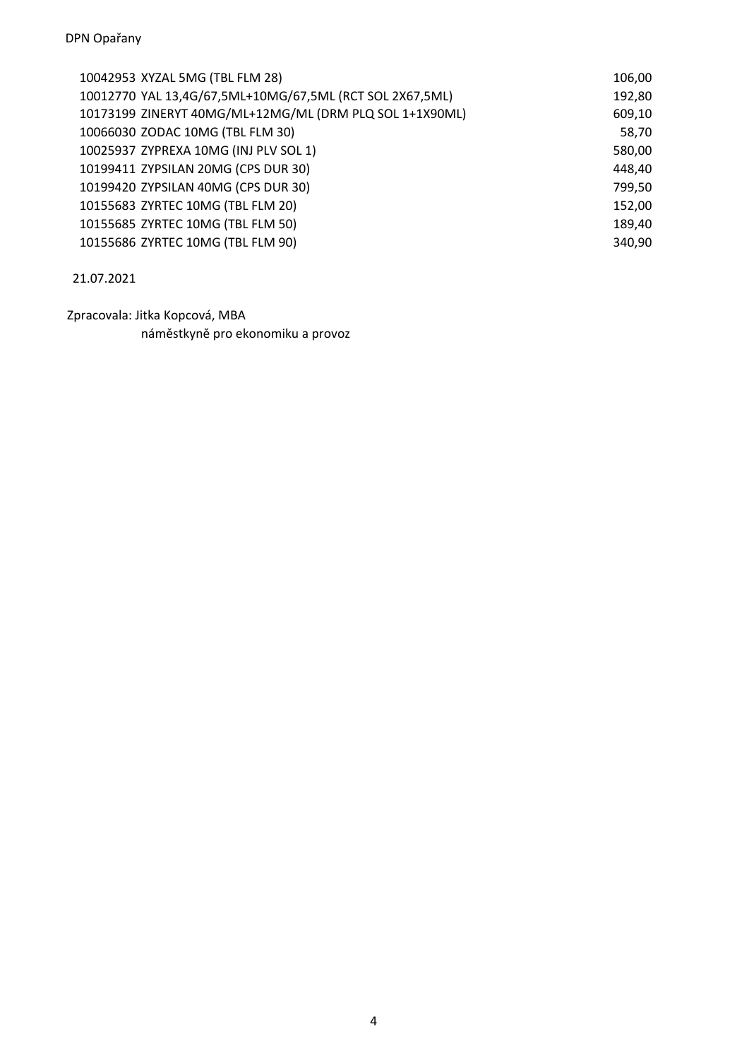| | | |
|---|---|---|
| 10042953 | XYZAL 5MG (TBL FLM 28) | 106,00 |
| 10012770 | YAL 13,4G/67,5ML+10MG/67,5ML (RCT SOL 2X67,5ML) | 192,80 |
| 10173199 | ZINERYT 40MG/ML+12MG/ML (DRM PLQ SOL 1+1X90ML) | 609,10 |
| 10066030 | ZODAC 10MG (TBL FLM 30) | 58,70 |
| 10025937 | ZYPREXA 10MG (INJ PLV SOL 1) | 580,00 |
| 10199411 | ZYPSILAN 20MG (CPS DUR 30) | 448,40 |
| 10199420 | ZYPSILAN 40MG (CPS DUR 30) | 799,50 |
| 10155683 | ZYRTEC 10MG (TBL FLM 20) | 152,00 |
| 10155685 | ZYRTEC 10MG (TBL FLM 50) | 189,40 |
| 10155686 | ZYRTEC 10MG (TBL FLM 90) | 340,90 |

21.07.2021

Zpracovala: Jitka Kopcová, MBA
náměstkyně pro ekonomiku a provoz